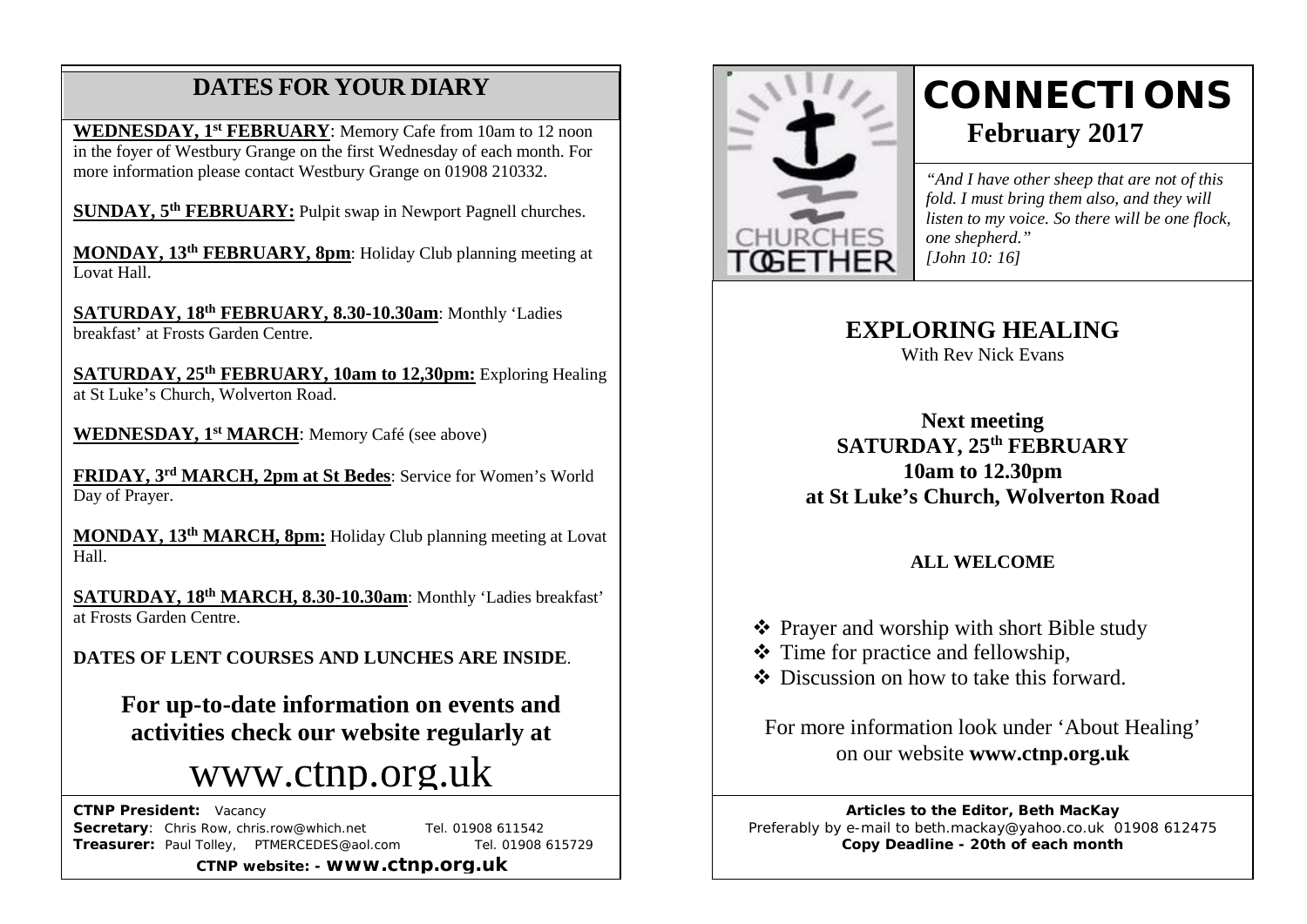## DATES FOR YOUR DIARY

**WEDNESDAY, 1st FEBRUARY**: Memory Cafe from 10am to 12 noon in the foyer of Westbury Grange on the first Wednesday of each month. For more information please contact Westbury Grange on 01908 210332.

**SUNDAY, 5th FEBRUARY:** Pulpit swap in Newport Pagnell churches.

**MONDAY, 13th FEBRUARY, 8pm**: Holiday Club planning meeting at Lovat Hall.

**SATURDAY, 18th FEBRUARY, 8.30-10.30am**: Monthly 'Ladies breakfast' at Frosts Garden Centre.

**SATURDAY, 25th FEBRUARY, 10am to 12,30pm:** Exploring Healing at St Luke's Church, Wolverton Road.

**WEDNESDAY, 1st MARCH**: Memory Café (see above)

**FRIDAY, 3rd MARCH, 2pm at St Bedes**: Service for Women's World Day of Prayer.

**MONDAY, 13th MARCH, 8pm:** Holiday Club planning meeting at Lovat Hall.

**SATURDAY, 18th MARCH, 8.30-10.30am**: Monthly 'Ladies breakfast' at Frosts Garden Centre.

**DATES OF LENT COURSES AND LUNCHES ARE INSIDE**.

### For up-to-date information on events and activities check our website regularly at

# www.ctnp.org.uk

**CTNP President:** Vacancy
**Secretary**: Chris Row, chris.row@which.net Tel. 01908 611542
**Treasurer:** Paul Tolley, PTMERCEDES@aol.com Tel. 01908 615729

**CTNP website: - www.ctnp.org.uk**

# CONNECTIONS

## February 2017

*"And I have other sheep that are not of this fold. I must bring them also, and they will listen to my voice. So there will be one flock, one shepherd."*
*[John 10: 16]*

## EXPLORING HEALING

With Rev Nick Evans

### Next meeting
### SATURDAY, 25th FEBRUARY
### 10am to 12.30pm
### at St Luke's Church, Wolverton Road

**ALL WELCOME**

- Prayer and worship with short Bible study
- Time for practice and fellowship,
- Discussion on how to take this forward.

For more information look under 'About Healing' on our website **www.ctnp.org.uk**

**Articles to the Editor, Beth MacKay**
Preferably by e-mail to beth.mackay@yahoo.co.uk 01908 612475
**Copy Deadline - 20th of each month**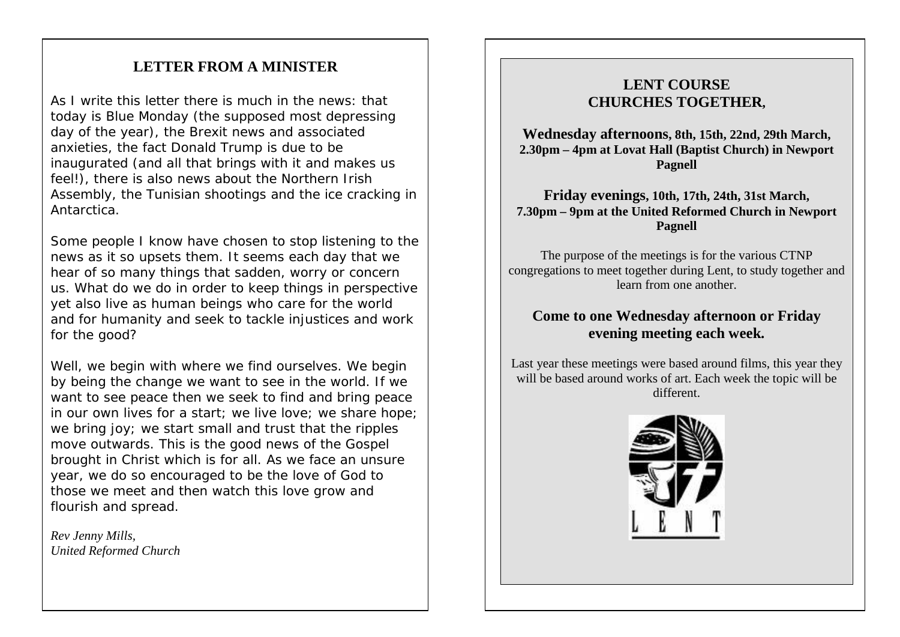## LETTER FROM A MINISTER

As I write this letter there is much in the news: that today is Blue Monday (the supposed most depressing day of the year), the Brexit news and associated anxieties, the fact Donald Trump is due to be inaugurated (and all that brings with it and makes us feel!), there is also news about the Northern Irish Assembly, the Tunisian shootings and the ice cracking in Antarctica.

Some people I know have chosen to stop listening to the news as it so upsets them. It seems each day that we hear of so many things that sadden, worry or concern us. What do we do in order to keep things in perspective yet also live as human beings who care for the world and for humanity and seek to tackle injustices and work for the good?

Well, we begin with where we find ourselves. We begin by being the change we want to see in the world. If we want to see peace then we seek to find and bring peace in our own lives for a start; we live love; we share hope; we bring joy; we start small and trust that the ripples move outwards. This is the good news of the Gospel brought in Christ which is for all. As we face an unsure year, we do so encouraged to be the love of God to those we meet and then watch this love grow and flourish and spread.

*Rev Jenny Mills,*
*United Reformed Church*

## LENT COURSE
## CHURCHES TOGETHER,

**Wednesday afternoons, 8th, 15th, 22nd, 29th March, 2.30pm – 4pm at Lovat Hall (Baptist Church) in Newport Pagnell**

**Friday evenings, 10th, 17th, 24th, 31st March, 7.30pm – 9pm at the United Reformed Church in Newport Pagnell**

The purpose of the meetings is for the various CTNP congregations to meet together during Lent, to study together and learn from one another.

### Come to one Wednesday afternoon or Friday evening meeting each week.

Last year these meetings were based around films, this year they will be based around works of art. Each week the topic will be different.

LENT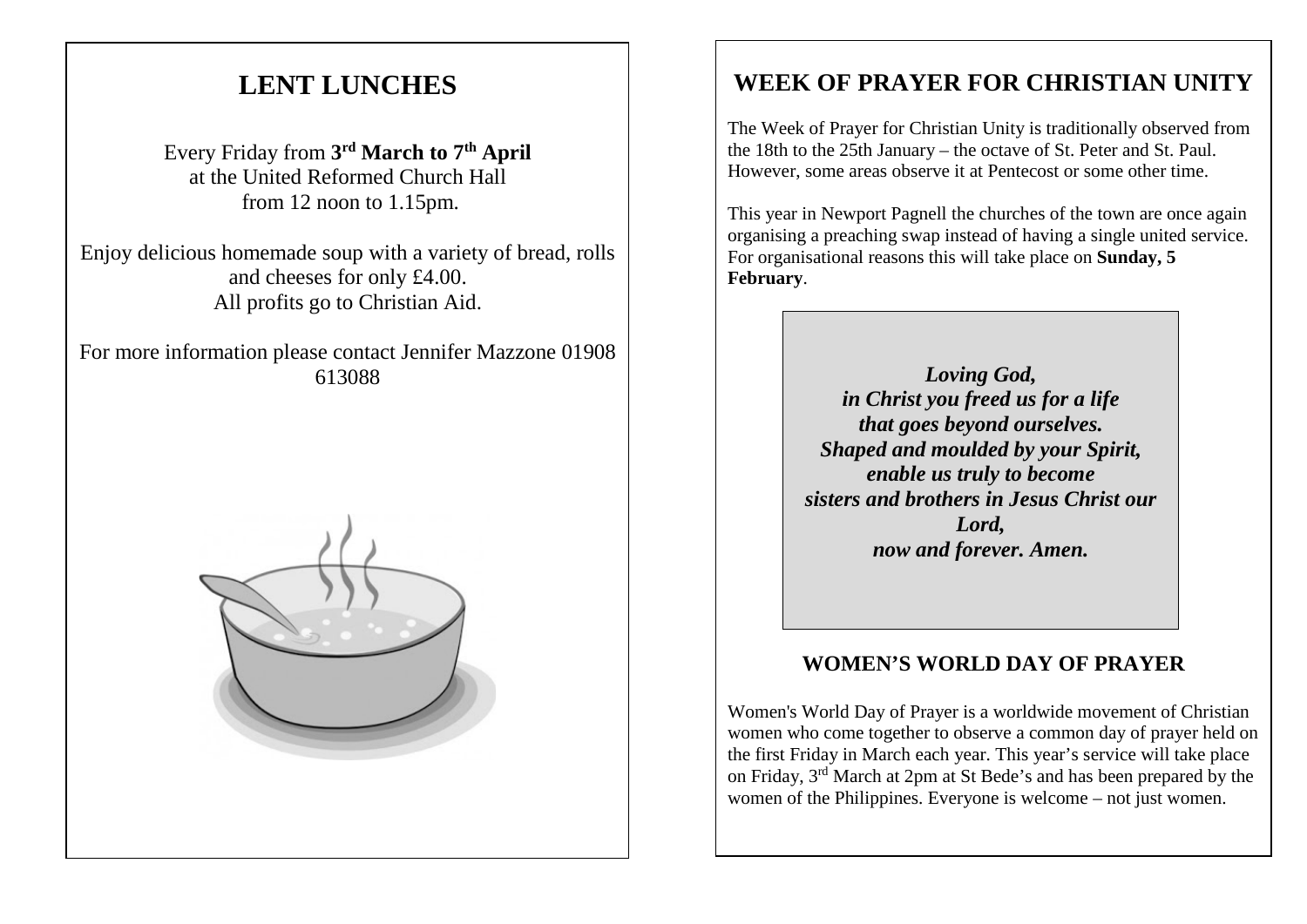# LENT LUNCHES

Every Friday from **3rd March to 7th April** at the United Reformed Church Hall from 12 noon to 1.15pm.

Enjoy delicious homemade soup with a variety of bread, rolls and cheeses for only £4.00.
All profits go to Christian Aid.

For more information please contact Jennifer Mazzone 01908 613088

# WEEK OF PRAYER FOR CHRISTIAN UNITY

The Week of Prayer for Christian Unity is traditionally observed from the 18th to the 25th January – the octave of St. Peter and St. Paul. However, some areas observe it at Pentecost or some other time.

This year in Newport Pagnell the churches of the town are once again organising a preaching swap instead of having a single united service. For organisational reasons this will take place on **Sunday, 5 February**.

***Loving God,***
***in Christ you freed us for a life***
***that goes beyond ourselves.***
***Shaped and moulded by your Spirit,***
***enable us truly to become***
***sisters and brothers in Jesus Christ our Lord,***
***now and forever. Amen.***

## WOMEN'S WORLD DAY OF PRAYER

Women's World Day of Prayer is a worldwide movement of Christian women who come together to observe a common day of prayer held on the first Friday in March each year. This year's service will take place on Friday, 3rd March at 2pm at St Bede's and has been prepared by the women of the Philippines. Everyone is welcome – not just women.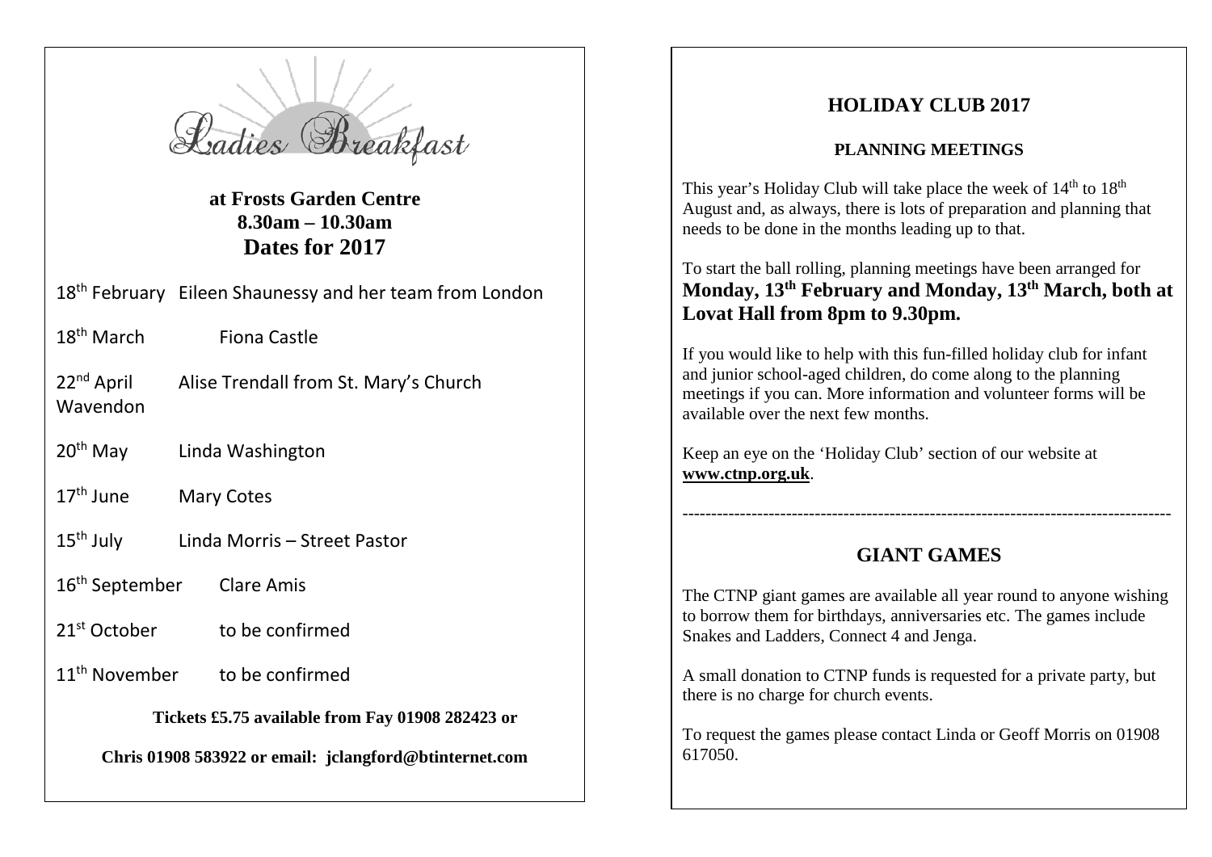# Ladies Breakfast

**at Frosts Garden Centre**
**8.30am – 10.30am**
**Dates for 2017**

| | |
|---|---|
| 18th February | Eileen Shaunessy and her team from London |
| 18th March | Fiona Castle |
| 22nd April | Alise Trendall from St. Mary's Church Wavendon |
| 20th May | Linda Washington |
| 17th June | Mary Cotes |
| 15th July | Linda Morris – Street Pastor |
| 16th September | Clare Amis |
| 21st October | to be confirmed |
| 11th November | to be confirmed |

**Tickets £5.75 available from Fay 01908 282423 or**

**Chris 01908 583922 or email: jclangford@btinternet.com**

## HOLIDAY CLUB 2017

### PLANNING MEETINGS

This year's Holiday Club will take place the week of 14th to 18th August and, as always, there is lots of preparation and planning that needs to be done in the months leading up to that.

To start the ball rolling, planning meetings have been arranged for **Monday, 13th February and Monday, 13th March, both at Lovat Hall from 8pm to 9.30pm.**

If you would like to help with this fun-filled holiday club for infant and junior school-aged children, do come along to the planning meetings if you can. More information and volunteer forms will be available over the next few months.

Keep an eye on the 'Holiday Club' section of our website at **www.ctnp.org.uk**.

---

## GIANT GAMES

The CTNP giant games are available all year round to anyone wishing to borrow them for birthdays, anniversaries etc. The games include Snakes and Ladders, Connect 4 and Jenga.

A small donation to CTNP funds is requested for a private party, but there is no charge for church events.

To request the games please contact Linda or Geoff Morris on 01908 617050.